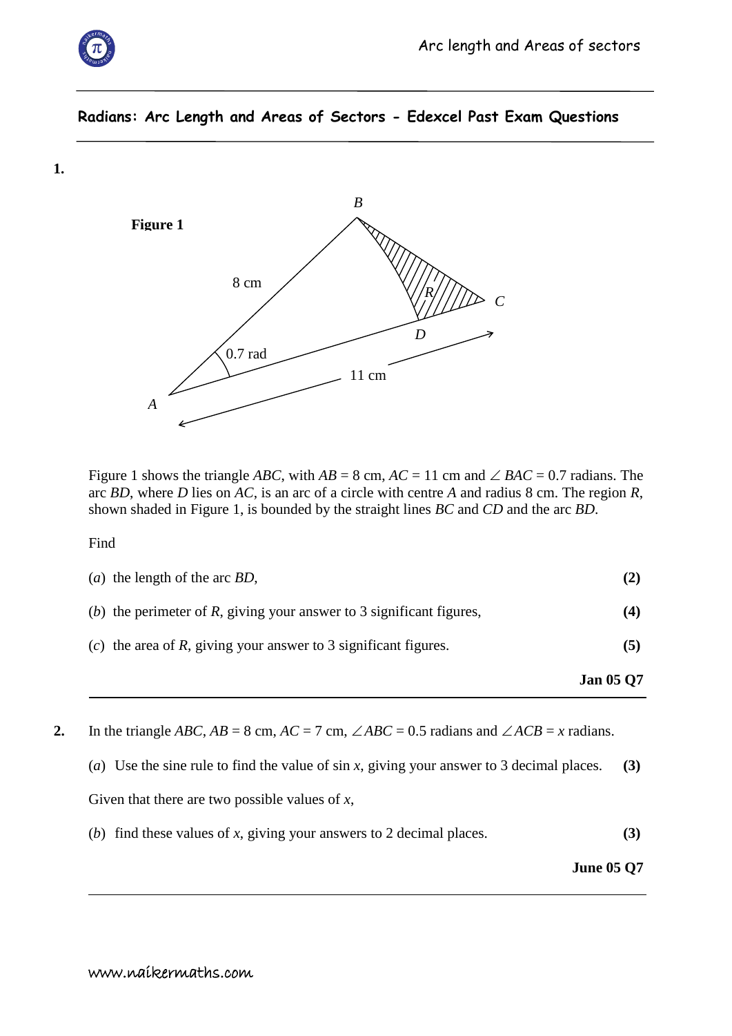## Radians: Arc Length and Areas of Sectors - Edexcel Past Exam Questions

**1.**

**Figure 1**

Figure 1 shows the triangle *ABC*, with *AB* = 8 cm, *AC* = 11 cm and $\angle BAC$ = 0.7 radians. The arc *BD*, where *D* lies on *AC*, is an arc of a circle with centre *A* and radius 8 cm. The region *R*, shown shaded in Figure 1, is bounded by the straight lines *BC* and *CD* and the arc *BD*.

Find

(*a*) the length of the arc *BD*, **(2)**

(*b*) the perimeter of *R*, giving your answer to 3 significant figures, **(4)**

(*c*) the area of *R*, giving your answer to 3 significant figures. **(5)**

**Jan 05 Q7**

---

**2.** In the triangle *ABC*, *AB* = 8 cm, *AC* = 7 cm, $\angle ABC$ = 0.5 radians and $\angle ACB = x$ radians.

(*a*) Use the sine rule to find the value of sin *x*, giving your answer to 3 decimal places. **(3)**

Given that there are two possible values of *x*,

(*b*) find these values of *x*, giving your answers to 2 decimal places. **(3)**

**June 05 Q7**

---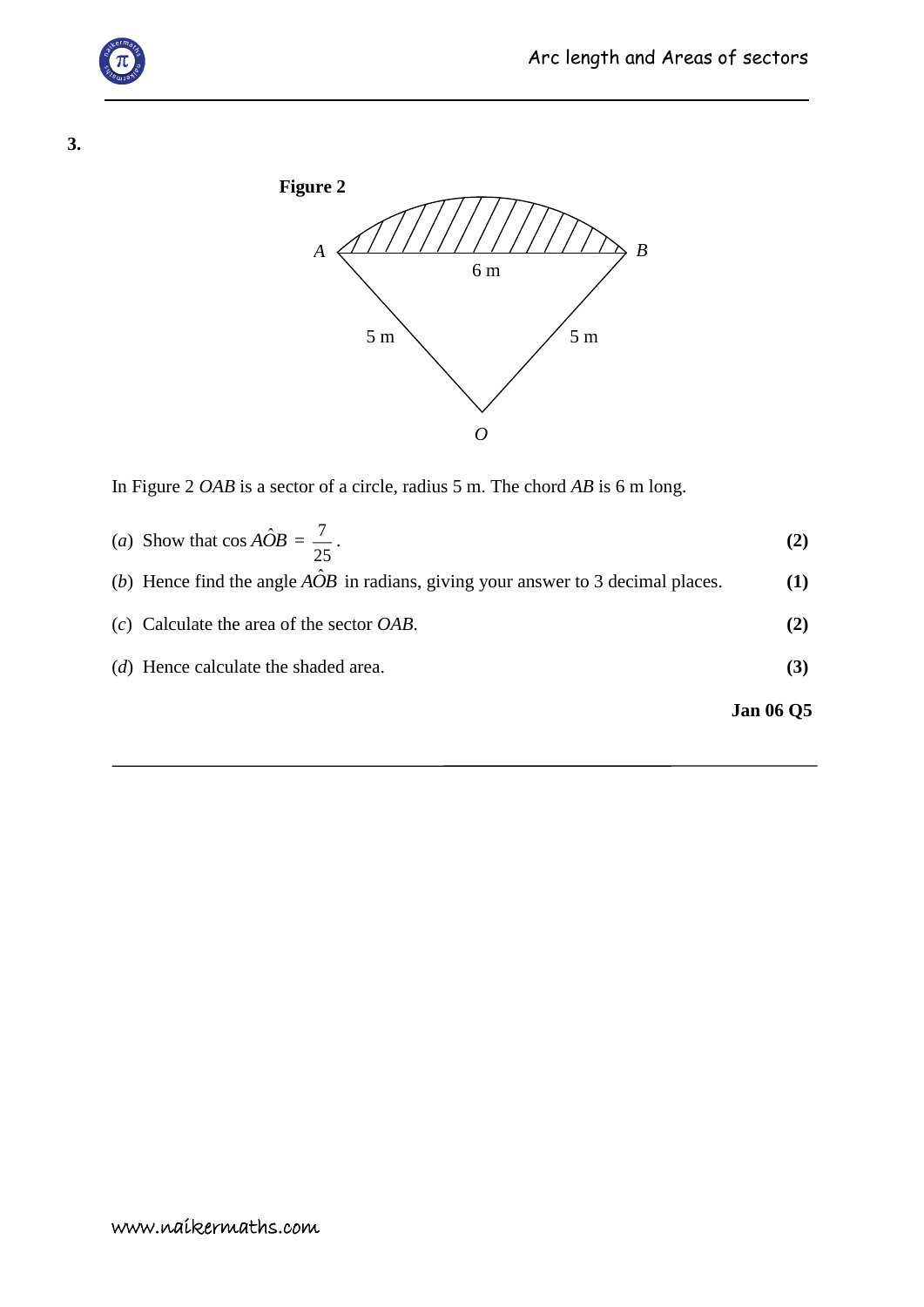**3.**

**Figure 2**

In Figure 2 *OAB* is a sector of a circle, radius 5 m. The chord *AB* is 6 m long.

(*a*) Show that $\cos A\hat{O}B = \frac{7}{25}$. **(2)**

(*b*) Hence find the angle $A\hat{O}B$ in radians, giving your answer to 3 decimal places. **(1)**

(*c*) Calculate the area of the sector *OAB*. **(2)**

(*d*) Hence calculate the shaded area. **(3)**

**Jan 06 Q5**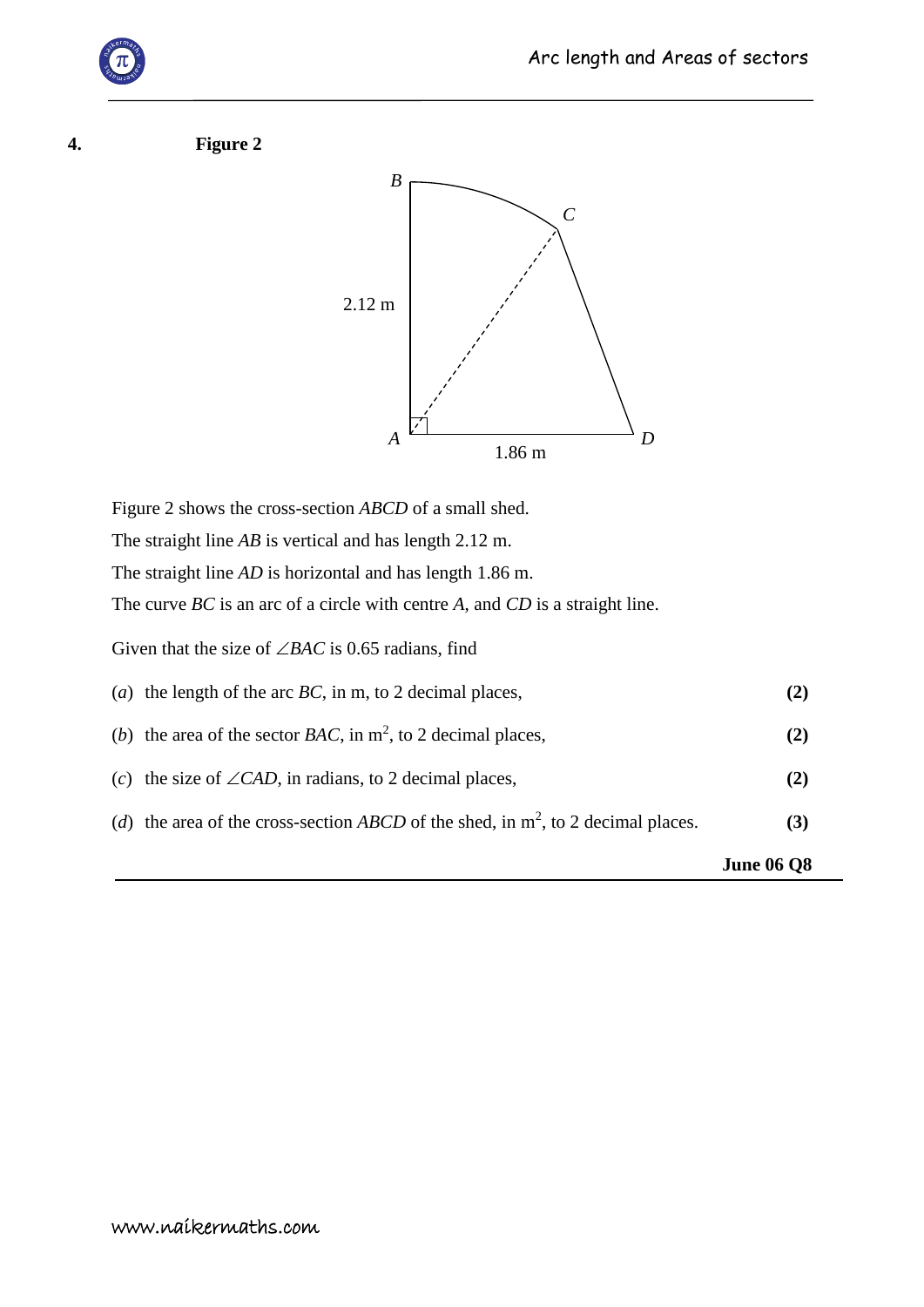**4.** **Figure 2**

Figure 2 shows the cross-section $ABCD$ of a small shed.

The straight line $AB$ is vertical and has length 2.12 m.

The straight line $AD$ is horizontal and has length 1.86 m.

The curve $BC$ is an arc of a circle with centre $A$, and $CD$ is a straight line.

Given that the size of $\angle BAC$ is 0.65 radians, find

(*a*) the length of the arc $BC$, in m, to 2 decimal places, **(2)**

(*b*) the area of the sector $BAC$, in $m^2$, to 2 decimal places, **(2)**

(*c*) the size of $\angle CAD$, in radians, to 2 decimal places, **(2)**

(*d*) the area of the cross-section $ABCD$ of the shed, in $m^2$, to 2 decimal places. **(3)**

**June 06 Q8**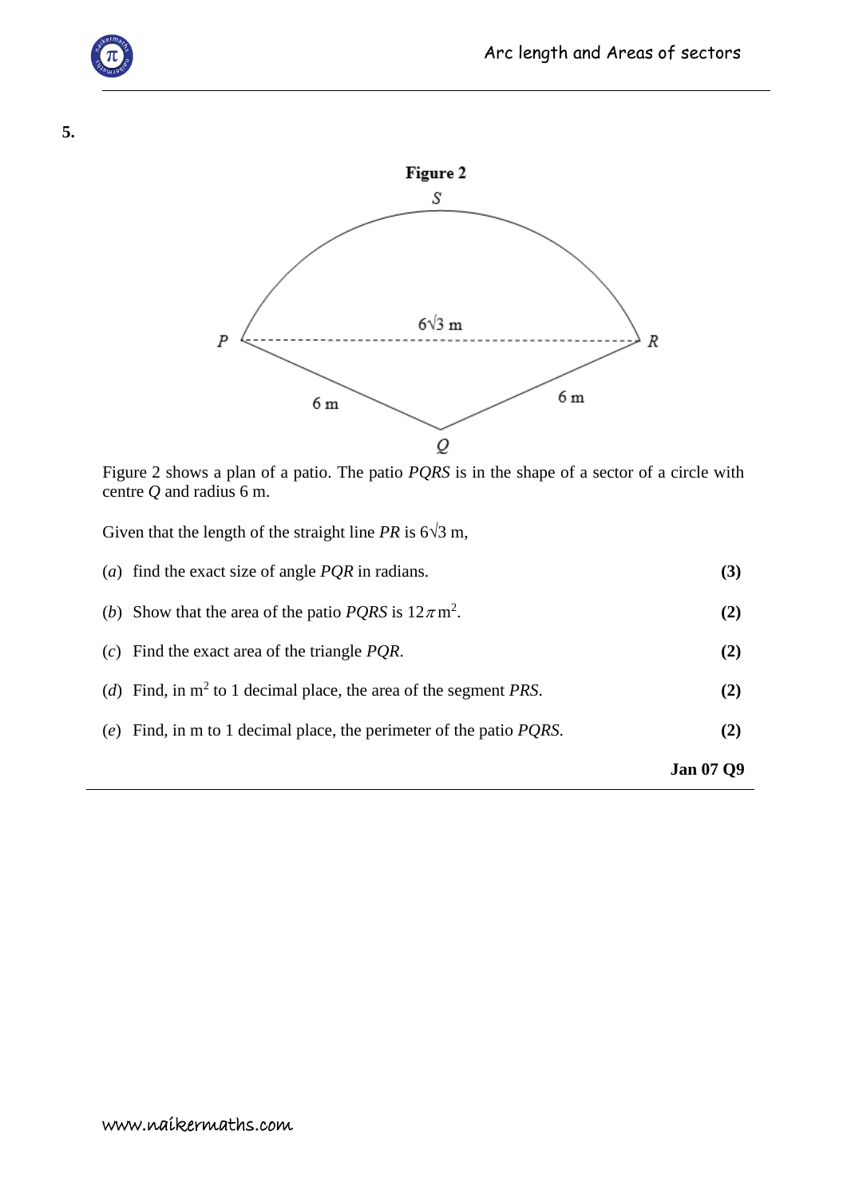**5.**

**Figure 2**

Figure 2 shows a plan of a patio. The patio *PQRS* is in the shape of a sector of a circle with centre *Q* and radius 6 m.

Given that the length of the straight line *PR* is $6\sqrt{3}$ m,

(*a*) find the exact size of angle *PQR* in radians. **(3)**

(*b*) Show that the area of the patio *PQRS* is $12\pi \text{ m}^2$. **(2)**

(*c*) Find the exact area of the triangle *PQR*. **(2)**

(*d*) Find, in $\text{m}^2$ to 1 decimal place, the area of the segment *PRS*. **(2)**

(*e*) Find, in m to 1 decimal place, the perimeter of the patio *PQRS*. **(2)**

**Jan 07 Q9**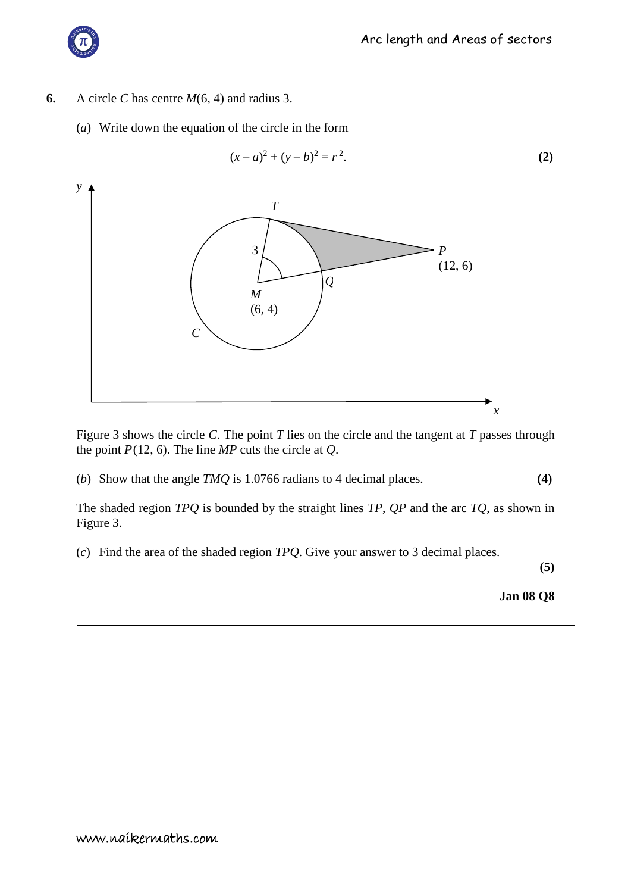**6.** A circle $C$ has centre $M(6, 4)$ and radius 3.

(*a*) Write down the equation of the circle in the form

$$(x - a)^2 + (y - b)^2 = r^2.$$

**(2)**

Figure 3 shows the circle $C$. The point $T$ lies on the circle and the tangent at $T$ passes through the point $P(12, 6)$. The line $MP$ cuts the circle at $Q$.

(*b*) Show that the angle $TMQ$ is 1.0766 radians to 4 decimal places. **(4)**

The shaded region $TPQ$ is bounded by the straight lines $TP$, $QP$ and the arc $TQ$, as shown in Figure 3.

(*c*) Find the area of the shaded region $TPQ$. Give your answer to 3 decimal places.

**(5)**

**Jan 08 Q8**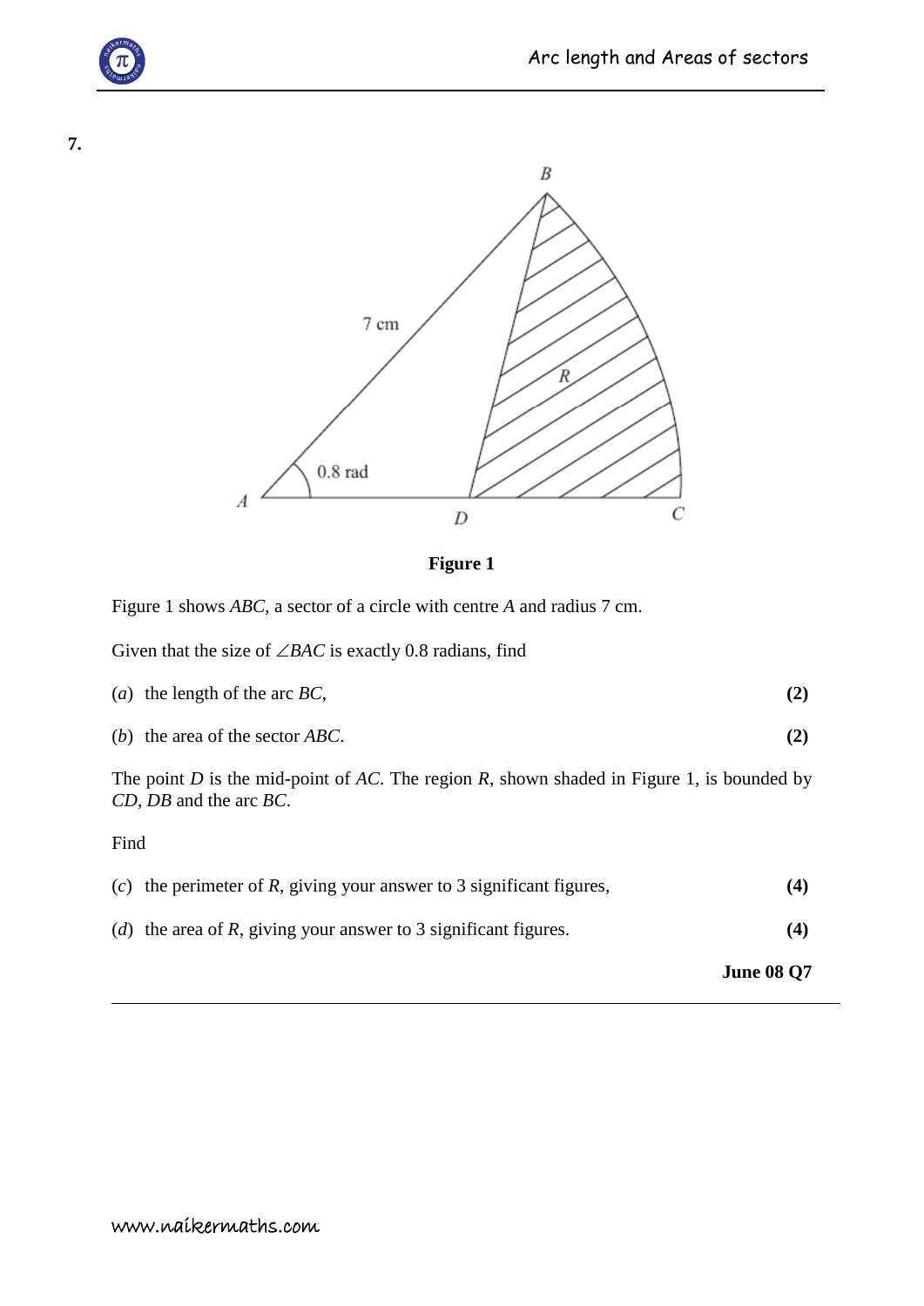**7.**

**Figure 1**

Figure 1 shows *ABC*, a sector of a circle with centre *A* and radius 7 cm.

Given that the size of $\angle BAC$ is exactly 0.8 radians, find

(*a*) the length of the arc *BC*, **(2)**

(*b*) the area of the sector *ABC*. **(2)**

The point *D* is the mid-point of *AC*. The region *R*, shown shaded in Figure 1, is bounded by *CD*, *DB* and the arc *BC*.

Find

(*c*) the perimeter of *R*, giving your answer to 3 significant figures, **(4)**

(*d*) the area of *R*, giving your answer to 3 significant figures. **(4)**

**June 08 Q7**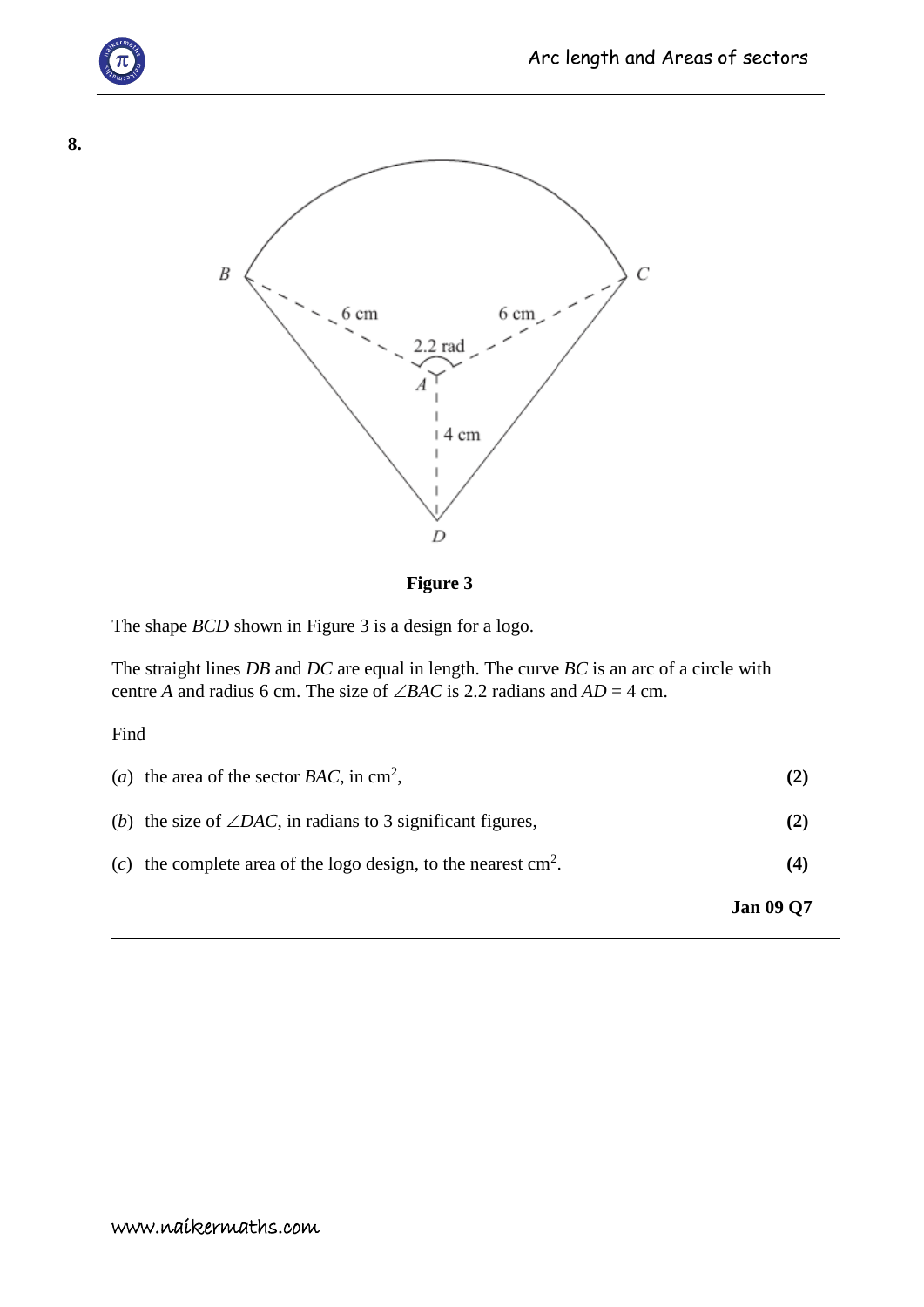**8.**

**Figure 3**

The shape *BCD* shown in Figure 3 is a design for a logo.

The straight lines *DB* and *DC* are equal in length. The curve *BC* is an arc of a circle with centre *A* and radius 6 cm. The size of $\angle BAC$ is 2.2 radians and $AD = 4$ cm.

Find

(*a*) the area of the sector *BAC*, in cm$^2$, **(2)**

(*b*) the size of $\angle DAC$, in radians to 3 significant figures, **(2)**

(*c*) the complete area of the logo design, to the nearest cm$^2$. **(4)**

**Jan 09 Q7**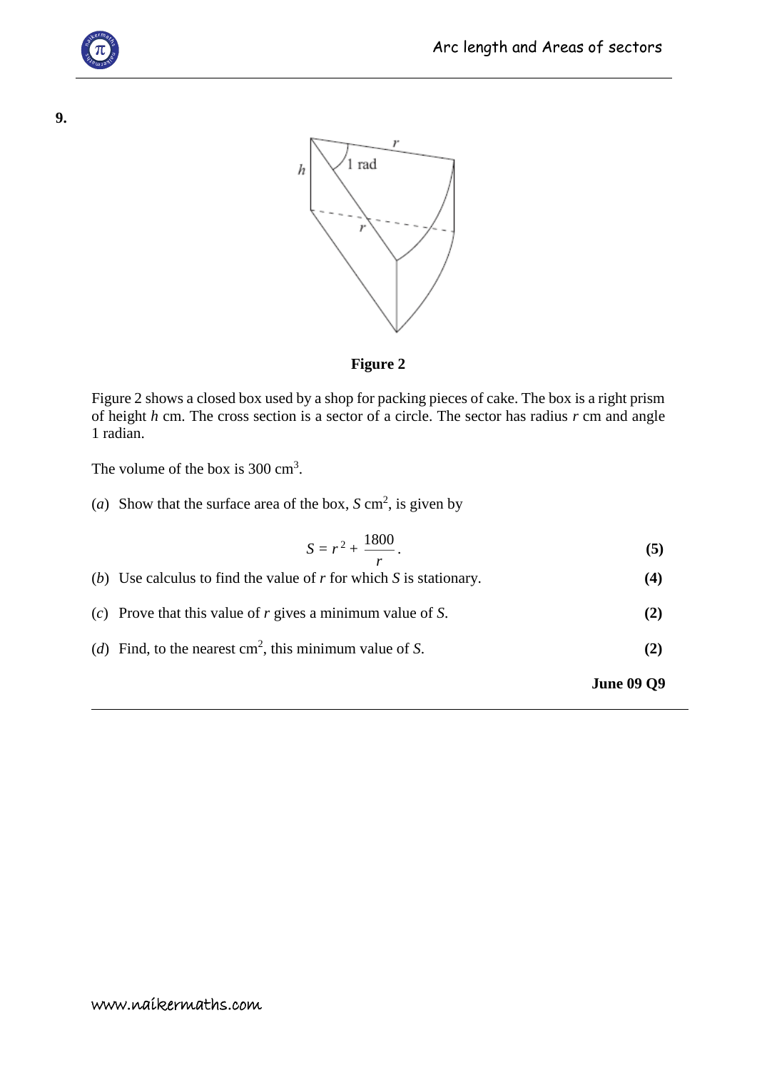**9.**

**Figure 2**

Figure 2 shows a closed box used by a shop for packing pieces of cake. The box is a right prism of height $h$ cm. The cross section is a sector of a circle. The sector has radius $r$ cm and angle 1 radian.

The volume of the box is 300 cm$^3$.

($a$) Show that the surface area of the box, $S$ cm$^2$, is given by

$$S = r^2 + \frac{1800}{r}.$$

**(5)**

($b$) Use calculus to find the value of $r$ for which $S$ is stationary. **(4)**

($c$) Prove that this value of $r$ gives a minimum value of $S$. **(2)**

($d$) Find, to the nearest cm$^2$, this minimum value of $S$. **(2)**

**June 09 Q9**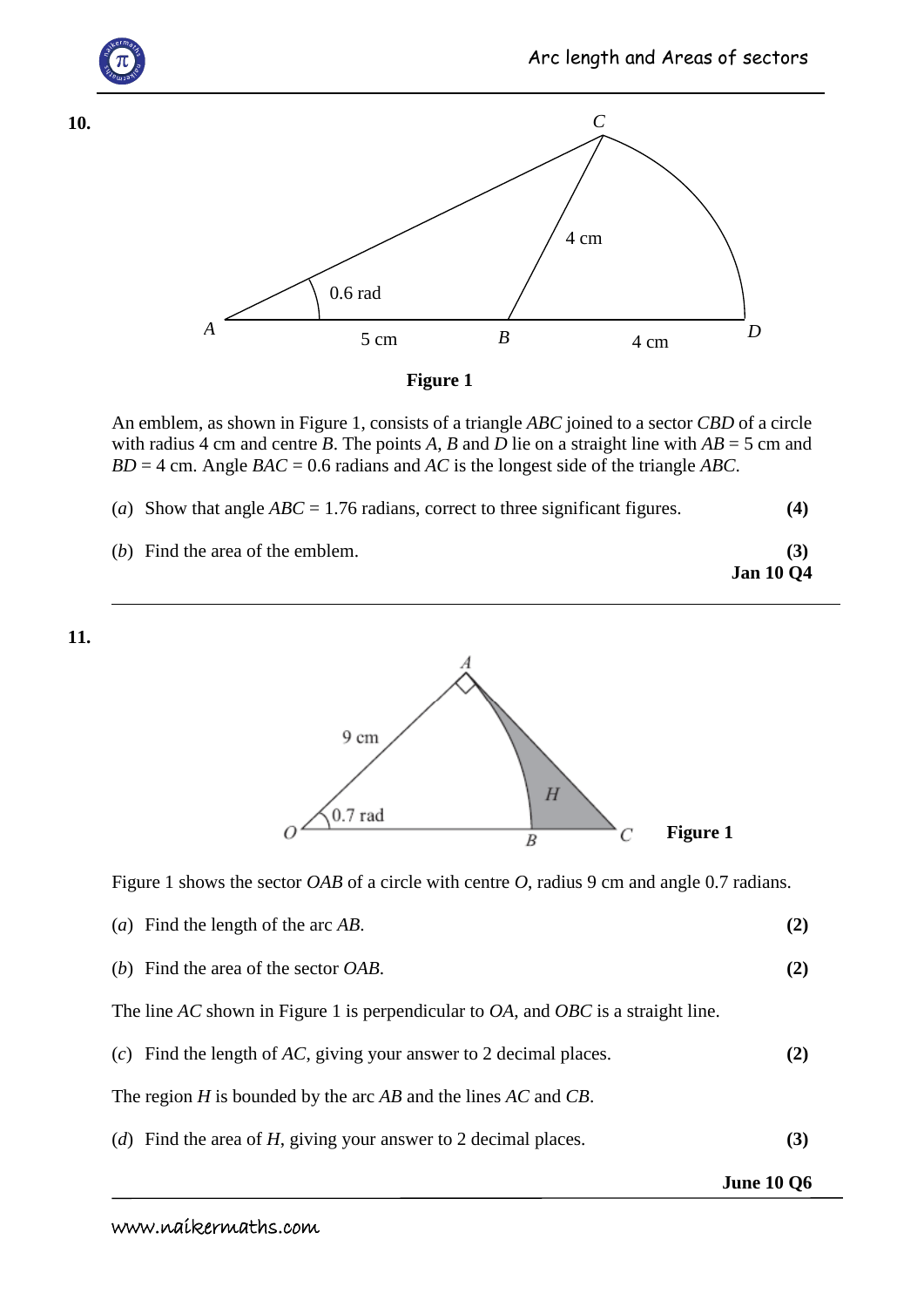**10.**

**Figure 1**

An emblem, as shown in Figure 1, consists of a triangle $ABC$ joined to a sector $CBD$ of a circle with radius 4 cm and centre $B$. The points $A$, $B$ and $D$ lie on a straight line with $AB$ = 5 cm and $BD$ = 4 cm. Angle $BAC$ = 0.6 radians and $AC$ is the longest side of the triangle $ABC$.

(*a*) Show that angle $ABC$ = 1.76 radians, correct to three significant figures. **(4)**

(*b*) Find the area of the emblem. **(3)**

**Jan 10 Q4**

---

**11.**

**Figure 1**

Figure 1 shows the sector $OAB$ of a circle with centre $O$, radius 9 cm and angle 0.7 radians.

(*a*) Find the length of the arc $AB$. **(2)**

(*b*) Find the area of the sector $OAB$. **(2)**

The line $AC$ shown in Figure 1 is perpendicular to $OA$, and $OBC$ is a straight line.

(*c*) Find the length of $AC$, giving your answer to 2 decimal places. **(2)**

The region $H$ is bounded by the arc $AB$ and the lines $AC$ and $CB$.

(*d*) Find the area of $H$, giving your answer to 2 decimal places. **(3)**

**June 10 Q6**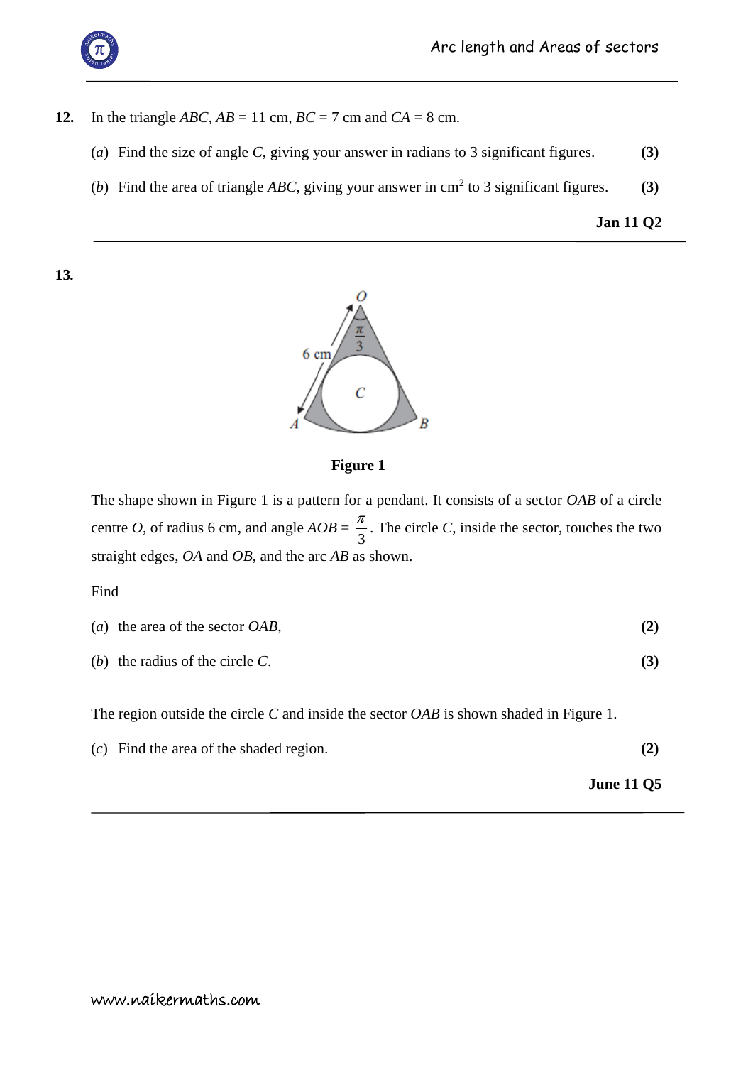**12.** In the triangle $ABC$, $AB = 11$ cm, $BC = 7$ cm and $CA = 8$ cm.

(*a*) Find the size of angle $C$, giving your answer in radians to 3 significant figures. **(3)**

(*b*) Find the area of triangle $ABC$, giving your answer in $\text{cm}^2$ to 3 significant figures. **(3)**

**Jan 11 Q2**

---

**13.**

O

$\frac{\pi}{3}$

6 cm

C

A

B

**Figure 1**

The shape shown in Figure 1 is a pattern for a pendant. It consists of a sector $OAB$ of a circle centre $O$, of radius 6 cm, and angle $AOB = \frac{\pi}{3}$. The circle $C$, inside the sector, touches the two straight edges, $OA$ and $OB$, and the arc $AB$ as shown.

Find

(*a*) the area of the sector $OAB$, **(2)**

(*b*) the radius of the circle $C$. **(3)**

The region outside the circle $C$ and inside the sector $OAB$ is shown shaded in Figure 1.

(*c*) Find the area of the shaded region. **(2)**

**June 11 Q5**